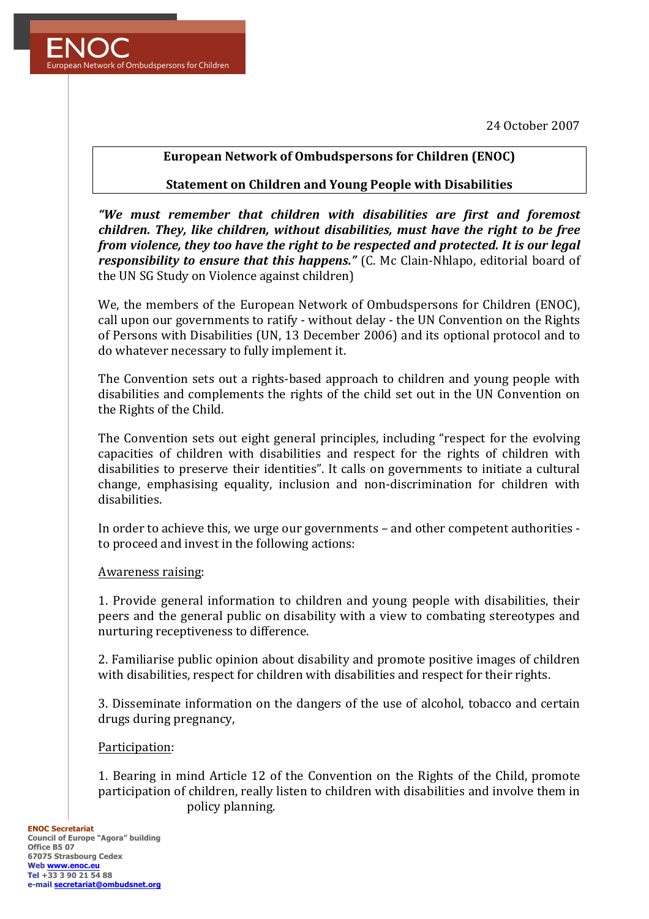ENOC

European Network of Ombudspersons for Children

24 October 2007

**European Network of Ombudspersons for Children (ENOC)**

**Statement on Children and Young People with Disabilities**

***"We must remember that children with disabilities are first and foremost children. They, like children, without disabilities, must have the right to be free from violence, they too have the right to be respected and protected. It is our legal responsibility to ensure that this happens."*** (C. Mc Clain-Nhlapo, editorial board of the UN SG Study on Violence against children)

We, the members of the European Network of Ombudspersons for Children (ENOC), call upon our governments to ratify - without delay - the UN Convention on the Rights of Persons with Disabilities (UN, 13 December 2006) and its optional protocol and to do whatever necessary to fully implement it.

The Convention sets out a rights-based approach to children and young people with disabilities and complements the rights of the child set out in the UN Convention on the Rights of the Child.

The Convention sets out eight general principles, including "respect for the evolving capacities of children with disabilities and respect for the rights of children with disabilities to preserve their identities". It calls on governments to initiate a cultural change, emphasising equality, inclusion and non-discrimination for children with disabilities.

In order to achieve this, we urge our governments – and other competent authorities - to proceed and invest in the following actions:

<u>Awareness raising</u>:

1. Provide general information to children and young people with disabilities, their peers and the general public on disability with a view to combating stereotypes and nurturing receptiveness to difference.

2. Familiarise public opinion about disability and promote positive images of children with disabilities, respect for children with disabilities and respect for their rights.

3. Disseminate information on the dangers of the use of alcohol, tobacco and certain drugs during pregnancy,

<u>Participation</u>:

1. Bearing in mind Article 12 of the Convention on the Rights of the Child, promote participation of children, really listen to children with disabilities and involve them in policy planning.

**ENOC Secretariat**
Council of Europe "Agora" building
Office B5 07
67075 Strasbourg Cedex
Web www.enoc.eu
Tel +33 3 90 21 54 88
e-mail secretariat@ombudsnet.org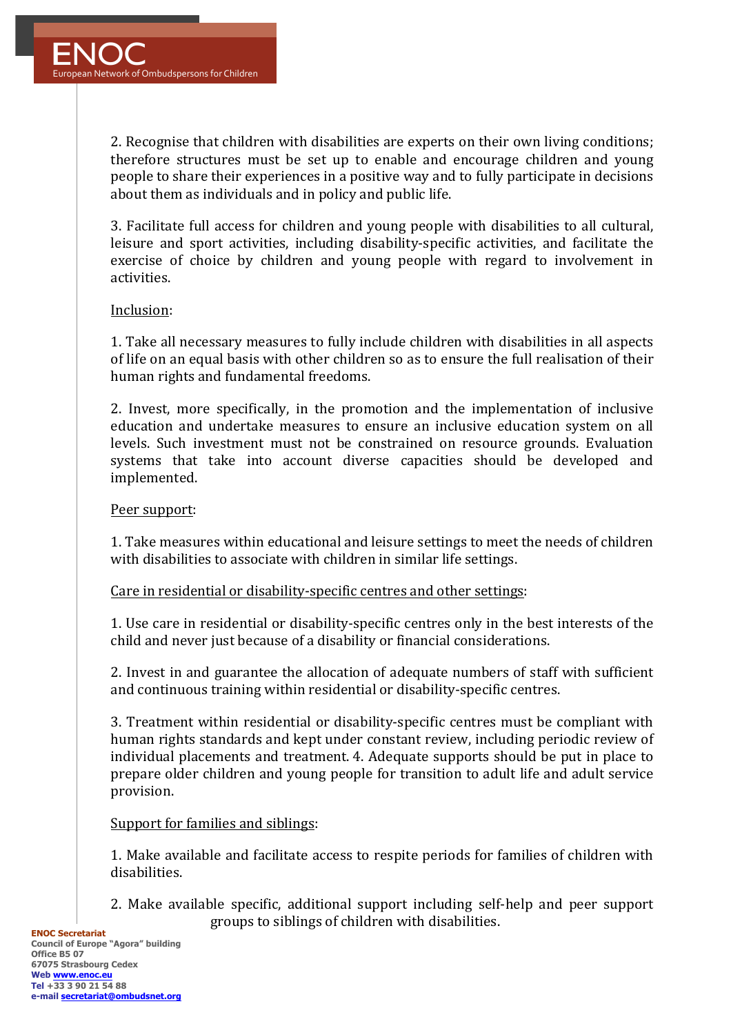2. Recognise that children with disabilities are experts on their own living conditions; therefore structures must be set up to enable and encourage children and young people to share their experiences in a positive way and to fully participate in decisions about them as individuals and in policy and public life.

3. Facilitate full access for children and young people with disabilities to all cultural, leisure and sport activities, including disability-specific activities, and facilitate the exercise of choice by children and young people with regard to involvement in activities.

Inclusion:

1. Take all necessary measures to fully include children with disabilities in all aspects of life on an equal basis with other children so as to ensure the full realisation of their human rights and fundamental freedoms.

2. Invest, more specifically, in the promotion and the implementation of inclusive education and undertake measures to ensure an inclusive education system on all levels. Such investment must not be constrained on resource grounds. Evaluation systems that take into account diverse capacities should be developed and implemented.

Peer support:

1. Take measures within educational and leisure settings to meet the needs of children with disabilities to associate with children in similar life settings.

Care in residential or disability-specific centres and other settings:

1. Use care in residential or disability-specific centres only in the best interests of the child and never just because of a disability or financial considerations.

2. Invest in and guarantee the allocation of adequate numbers of staff with sufficient and continuous training within residential or disability-specific centres.

3. Treatment within residential or disability-specific centres must be compliant with human rights standards and kept under constant review, including periodic review of individual placements and treatment. 4. Adequate supports should be put in place to prepare older children and young people for transition to adult life and adult service provision.

Support for families and siblings:

1. Make available and facilitate access to respite periods for families of children with disabilities.

2. Make available specific, additional support including self-help and peer support groups to siblings of children with disabilities.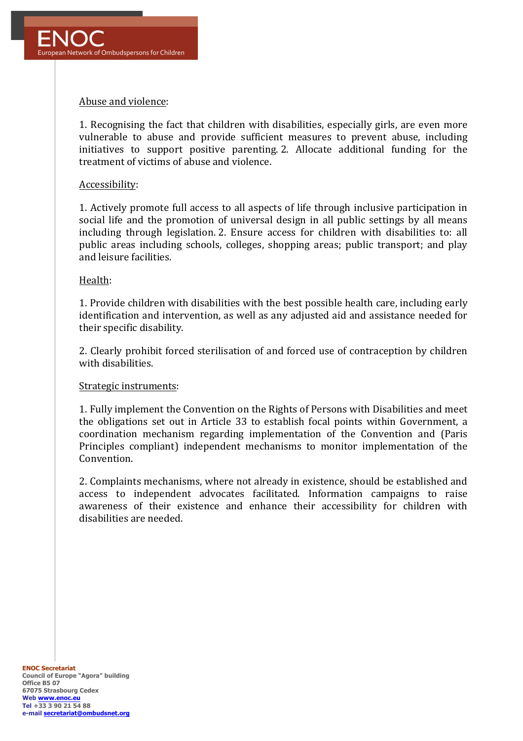Abuse and violence:

1. Recognising the fact that children with disabilities, especially girls, are even more vulnerable to abuse and provide sufficient measures to prevent abuse, including initiatives to support positive parenting. 2. Allocate additional funding for the treatment of victims of abuse and violence.

Accessibility:

1. Actively promote full access to all aspects of life through inclusive participation in social life and the promotion of universal design in all public settings by all means including through legislation. 2. Ensure access for children with disabilities to: all public areas including schools, colleges, shopping areas; public transport; and play and leisure facilities.

Health:

1. Provide children with disabilities with the best possible health care, including early identification and intervention, as well as any adjusted aid and assistance needed for their specific disability.

2. Clearly prohibit forced sterilisation of and forced use of contraception by children with disabilities.

Strategic instruments:

1. Fully implement the Convention on the Rights of Persons with Disabilities and meet the obligations set out in Article 33 to establish focal points within Government, a coordination mechanism regarding implementation of the Convention and (Paris Principles compliant) independent mechanisms to monitor implementation of the Convention.

2. Complaints mechanisms, where not already in existence, should be established and access to independent advocates facilitated. Information campaigns to raise awareness of their existence and enhance their accessibility for children with disabilities are needed.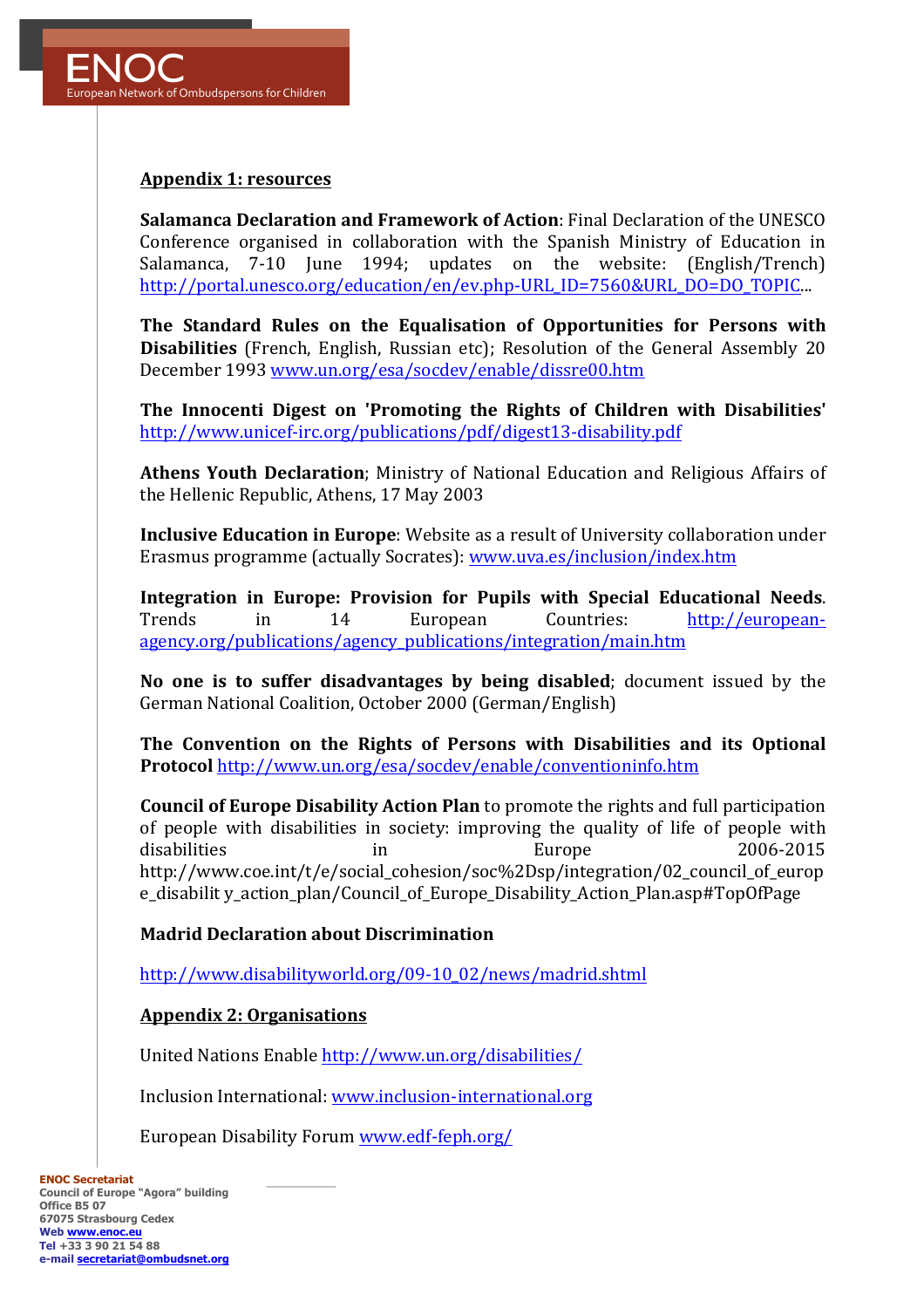## Appendix 1: resources

**Salamanca Declaration and Framework of Action**: Final Declaration of the UNESCO Conference organised in collaboration with the Spanish Ministry of Education in Salamanca, 7-10 June 1994; updates on the website: (English/Trench) http://portal.unesco.org/education/en/ev.php-URL_ID=7560&URL_DO=DO_TOPIC...

**The Standard Rules on the Equalisation of Opportunities for Persons with Disabilities** (French, English, Russian etc); Resolution of the General Assembly 20 December 1993 www.un.org/esa/socdev/enable/dissre00.htm

**The Innocenti Digest on 'Promoting the Rights of Children with Disabilities'** http://www.unicef-irc.org/publications/pdf/digest13-disability.pdf

**Athens Youth Declaration**; Ministry of National Education and Religious Affairs of the Hellenic Republic, Athens, 17 May 2003

**Inclusive Education in Europe**: Website as a result of University collaboration under Erasmus programme (actually Socrates): www.uva.es/inclusion/index.htm

**Integration in Europe: Provision for Pupils with Special Educational Needs**. Trends in 14 European Countries: http://european-agency.org/publications/agency_publications/integration/main.htm

**No one is to suffer disadvantages by being disabled**; document issued by the German National Coalition, October 2000 (German/English)

**The Convention on the Rights of Persons with Disabilities and its Optional Protocol** http://www.un.org/esa/socdev/enable/conventioninfo.htm

**Council of Europe Disability Action Plan** to promote the rights and full participation of people with disabilities in society: improving the quality of life of people with disabilities in Europe 2006-2015 http://www.coe.int/t/e/social_cohesion/soc%2Dsp/integration/02_council_of_europe_disabilit y_action_plan/Council_of_Europe_Disability_Action_Plan.asp#TopOfPage

**Madrid Declaration about Discrimination**

http://www.disabilityworld.org/09-10_02/news/madrid.shtml

## Appendix 2: Organisations

United Nations Enable http://www.un.org/disabilities/

Inclusion International: www.inclusion-international.org

European Disability Forum www.edf-feph.org/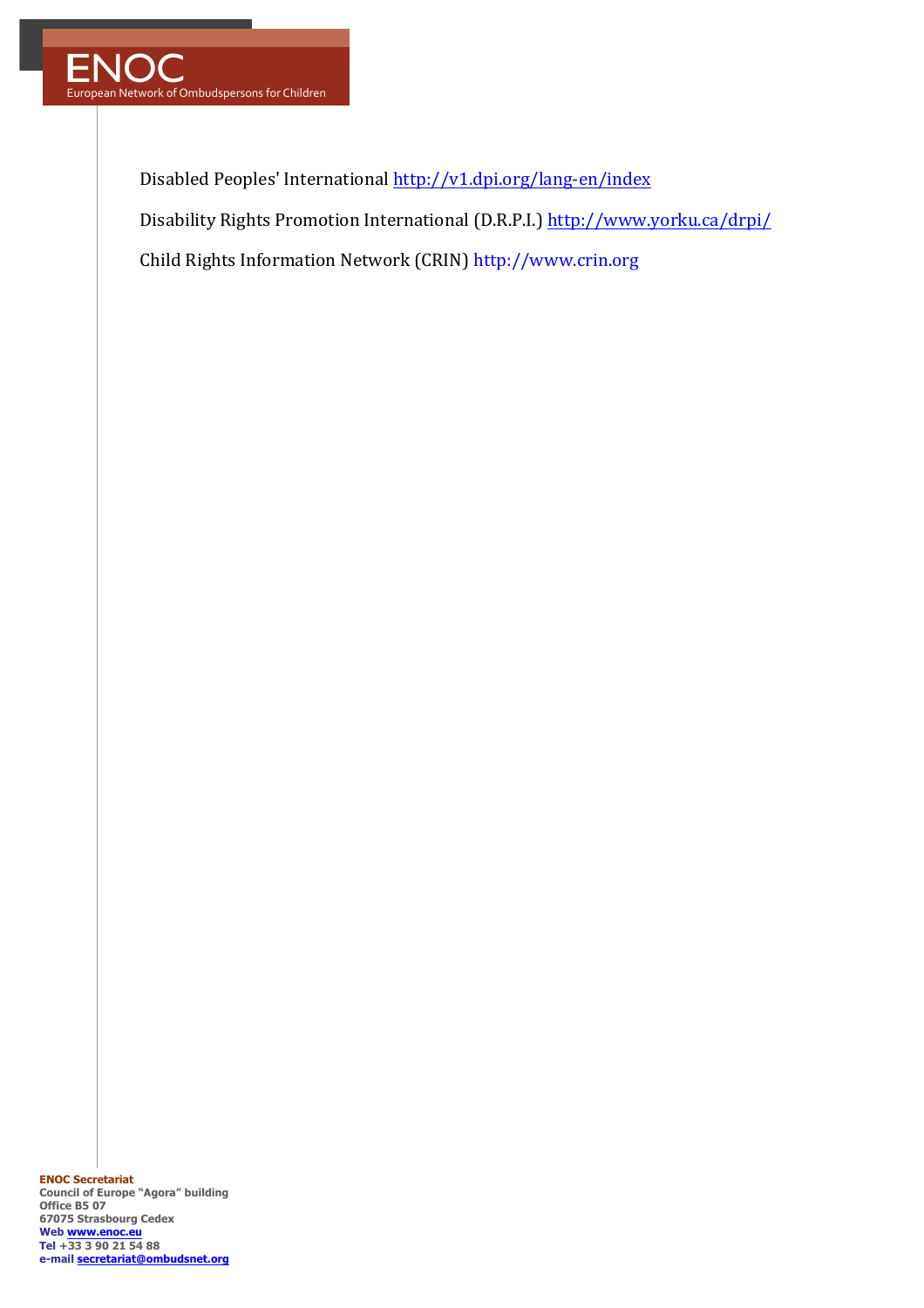Disabled Peoples' International http://v1.dpi.org/lang-en/index

Disability Rights Promotion International (D.R.P.I.) http://www.yorku.ca/drpi/

Child Rights Information Network (CRIN) http://www.crin.org